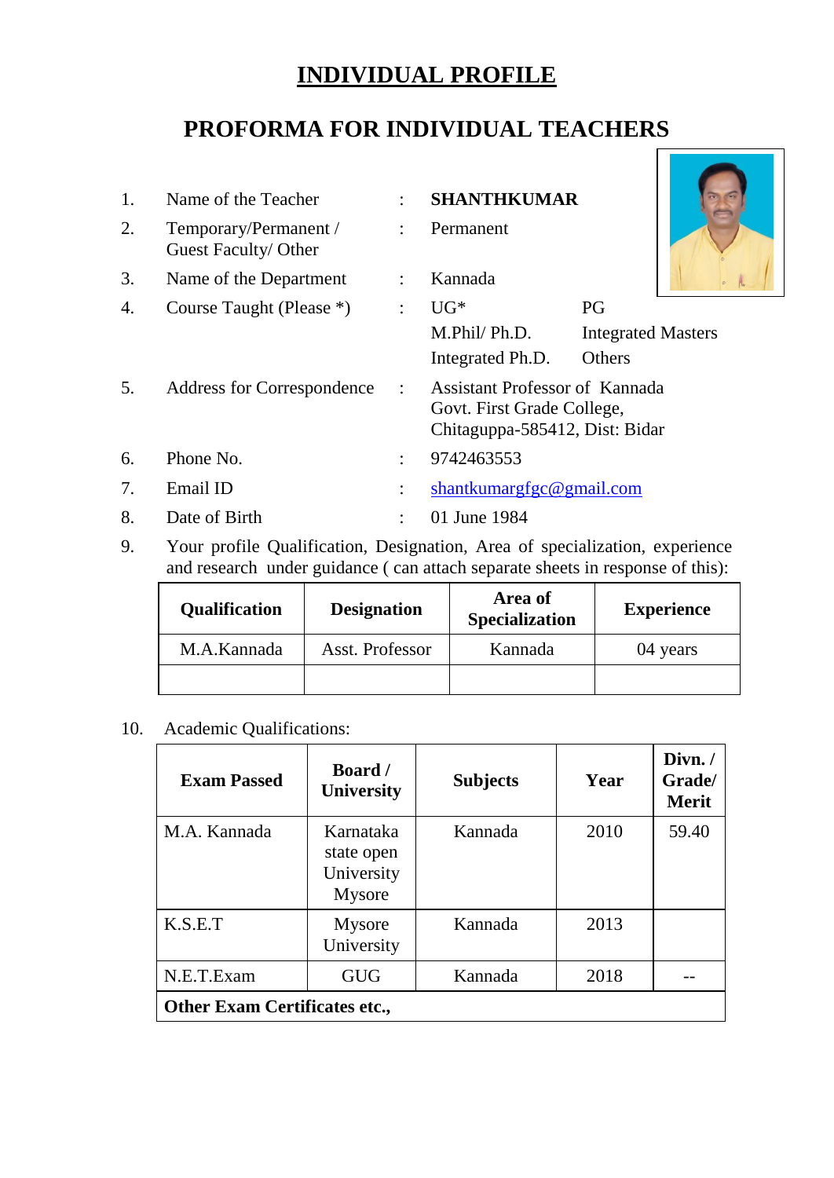# INDIVIDUAL PROFILE

## PROFORMA FOR INDIVIDUAL TEACHERS

1. Name of the Teacher : **SHANTHKUMAR**
2. Temporary/Permanent / Guest Faculty/ Other : Permanent
3. Name of the Department : Kannada
4. Course Taught (Please *) : UG* PG
   M.Phil/ Ph.D. Integrated Masters
   Integrated Ph.D. Others
5. Address for Correspondence : Assistant Professor of Kannada
   Govt. First Grade College,
   Chitaguppa-585412, Dist: Bidar
6. Phone No. : 9742463553
7. Email ID : shantkumargfgc@gmail.com
8. Date of Birth : 01 June 1984
9. Your profile Qualification, Designation, Area of specialization, experience and research under guidance ( can attach separate sheets in response of this):

| Qualification | Designation | Area of Specialization | Experience |
|---|---|---|---|
| M.A.Kannada | Asst. Professor | Kannada | 04 years |
| | | | |

10. Academic Qualifications:

| Exam Passed | Board / University | Subjects | Year | Divn. / Grade/ Merit |
|---|---|---|---|---|
| M.A. Kannada | Karnataka state open University Mysore | Kannada | 2010 | 59.40 |
| K.S.E.T | Mysore University | Kannada | 2013 | |
| N.E.T.Exam | GUG | Kannada | 2018 | -- |
| **Other Exam Certificates etc.,** | | | | |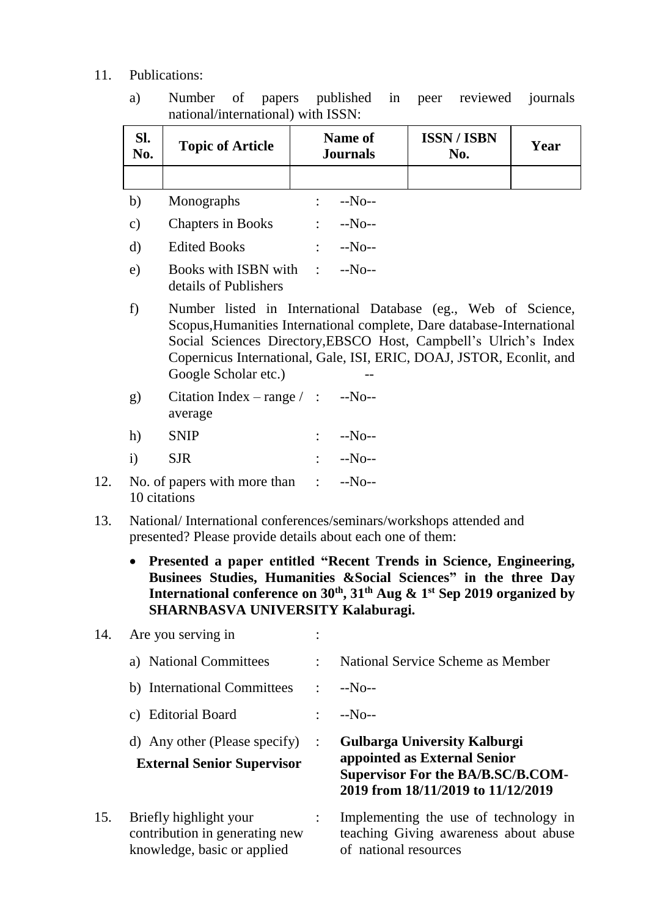11. Publications:

   a) Number of papers published in peer reviewed journals national/international) with ISSN:

| Sl. No. | Topic of Article | Name of Journals | ISSN / ISBN No. | Year |
|---|---|---|---|---|
| | | | | |

   b) Monographs : --No--

   c) Chapters in Books : --No--

   d) Edited Books : --No--

   e) Books with ISBN with details of Publishers : --No--

   f) Number listed in International Database (eg., Web of Science, Scopus,Humanities International complete, Dare database-International Social Sciences Directory,EBSCO Host, Campbell's Ulrich's Index Copernicus International, Gale, ISI, ERIC, DOAJ, JSTOR, Econlit, and Google Scholar etc.) --

   g) Citation Index – range / average : --No--

   h) SNIP : --No--

   i) SJR : --No--

12. No. of papers with more than 10 citations : --No--

13. National/ International conferences/seminars/workshops attended and presented? Please provide details about each one of them:

   - **Presented a paper entitled "Recent Trends in Science, Engineering, Businees Studies, Humanities &Social Sciences" in the three Day International conference on 30th, 31st Aug & 1st Sep 2019 organized by SHARNBASVA UNIVERSITY Kalaburagi.**

14. Are you serving in :

   a) National Committees : National Service Scheme as Member

   b) International Committees : --No--

   c) Editorial Board : --No--

   d) Any other (Please specify) **External Senior Supervisor** : **Gulbarga University Kalburgi appointed as External Senior Supervisor For the BA/B.SC/B.COM-2019 from 18/11/2019 to 11/12/2019**

15. Briefly highlight your contribution in generating new knowledge, basic or applied : Implementing the use of technology in teaching Giving awareness about abuse of national resources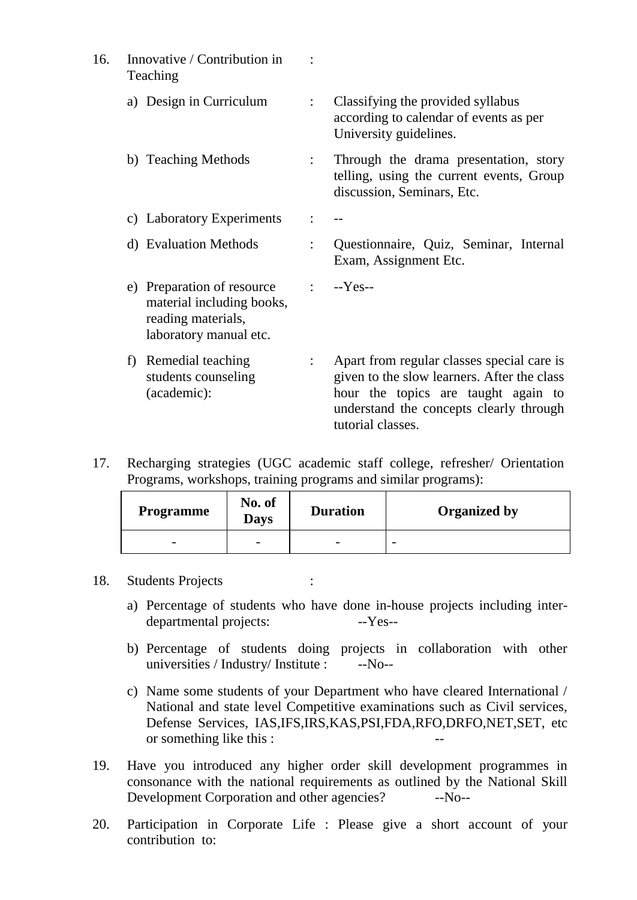16. Innovative / Contribution in Teaching :

   a) Design in Curriculum : Classifying the provided syllabus according to calendar of events as per University guidelines.

   b) Teaching Methods : Through the drama presentation, story telling, using the current events, Group discussion, Seminars, Etc.

   c) Laboratory Experiments : --

   d) Evaluation Methods : Questionnaire, Quiz, Seminar, Internal Exam, Assignment Etc.

   e) Preparation of resource material including books, reading materials, laboratory manual etc. : --Yes--

   f) Remedial teaching students counseling (academic): : Apart from regular classes special care is given to the slow learners. After the class hour the topics are taught again to understand the concepts clearly through tutorial classes.

17. Recharging strategies (UGC academic staff college, refresher/ Orientation Programs, workshops, training programs and similar programs):

| Programme | No. of Days | Duration | Organized by |
|---|---|---|---|
| - | - | - | - |

18. Students Projects :

   a) Percentage of students who have done in-house projects including inter-departmental projects: --Yes--

   b) Percentage of students doing projects in collaboration with other universities / Industry/ Institute : --No--

   c) Name some students of your Department who have cleared International / National and state level Competitive examinations such as Civil services, Defense Services, IAS,IFS,IRS,KAS,PSI,FDA,RFO,DRFO,NET,SET, etc or something like this : --

19. Have you introduced any higher order skill development programmes in consonance with the national requirements as outlined by the National Skill Development Corporation and other agencies? --No--

20. Participation in Corporate Life : Please give a short account of your contribution to: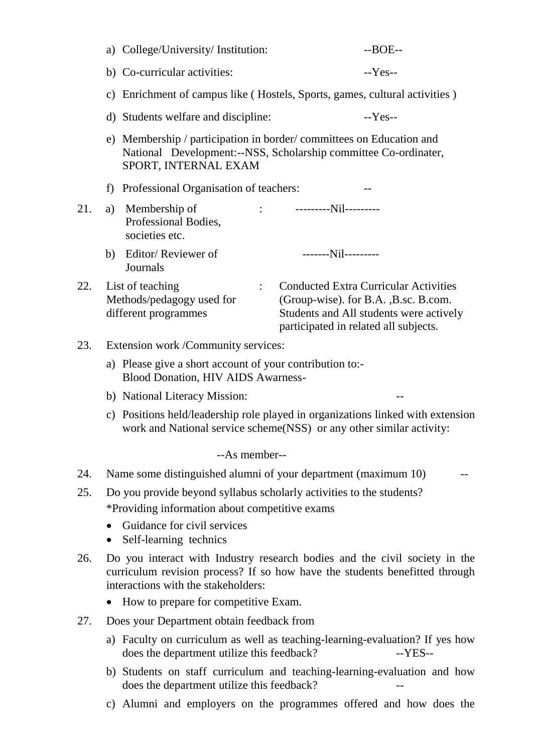a) College/University/ Institution: --BOE--

b) Co-curricular activities: --Yes--

c) Enrichment of campus like ( Hostels, Sports, games, cultural activities )

d) Students welfare and discipline: --Yes--

e) Membership / participation in border/ committees on Education and National Development:--NSS, Scholarship committee Co-ordinater, SPORT, INTERNAL EXAM

f) Professional Organisation of teachers: --

21. a) Membership of Professional Bodies, societies etc. : ---------Nil---------

    b) Editor/ Reviewer of Journals -------Nil---------

22. List of teaching Methods/pedagogy used for different programmes : Conducted Extra Curricular Activities (Group-wise). for B.A. ,B.sc. B.com. Students and All students were actively participated in related all subjects.

23. Extension work /Community services:

    a) Please give a short account of your contribution to:- Blood Donation, HIV AIDS Awarness-

    b) National Literacy Mission: --

    c) Positions held/leadership role played in organizations linked with extension work and National service scheme(NSS) or any other similar activity:

    --As member--

24. Name some distinguished alumni of your department (maximum 10) --

25. Do you provide beyond syllabus scholarly activities to the students?

    *Providing information about competitive exams

    - Guidance for civil services
    - Self-learning technics

26. Do you interact with Industry research bodies and the civil society in the curriculum revision process? If so how have the students benefitted through interactions with the stakeholders:

    - How to prepare for competitive Exam.

27. Does your Department obtain feedback from

    a) Faculty on curriculum as well as teaching-learning-evaluation? If yes how does the department utilize this feedback? --YES--

    b) Students on staff curriculum and teaching-learning-evaluation and how does the department utilize this feedback? --

    c) Alumni and employers on the programmes offered and how does the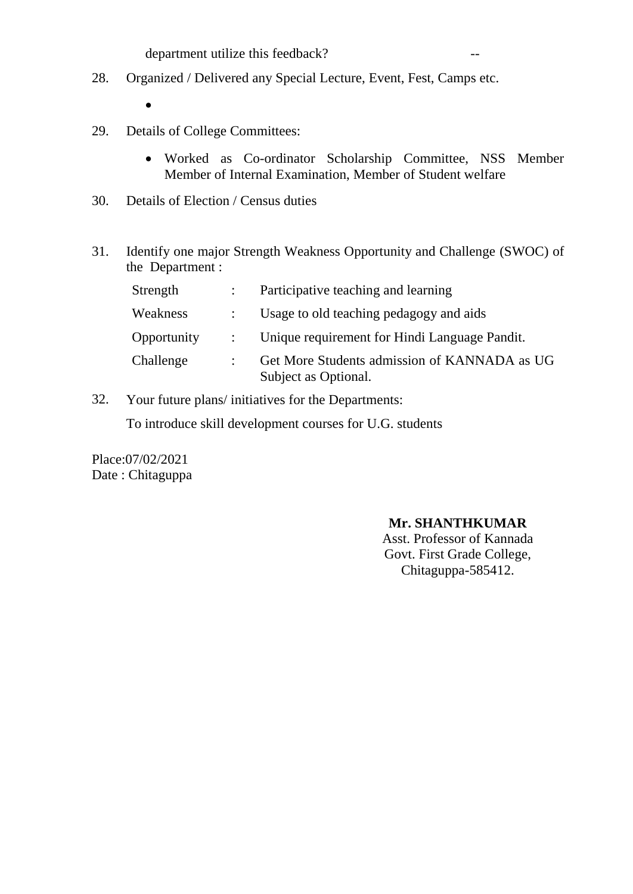department utilize this feedback? --

28. Organized / Delivered any Special Lecture, Event, Fest, Camps etc.

    - 

29. Details of College Committees:

    - Worked as Co-ordinator Scholarship Committee, NSS Member Member of Internal Examination, Member of Student welfare

30. Details of Election / Census duties

31. Identify one major Strength Weakness Opportunity and Challenge (SWOC) of the Department :

| | | |
|---|---|---|
| Strength | : | Participative teaching and learning |
| Weakness | : | Usage to old teaching pedagogy and aids |
| Opportunity | : | Unique requirement for Hindi Language Pandit. |
| Challenge | : | Get More Students admission of KANNADA as UG Subject as Optional. |

32. Your future plans/ initiatives for the Departments:

    To introduce skill development courses for U.G. students

Place:07/02/2021
Date : Chitaguppa

**Mr. SHANTHKUMAR**
Asst. Professor of Kannada
Govt. First Grade College,
Chitaguppa-585412.